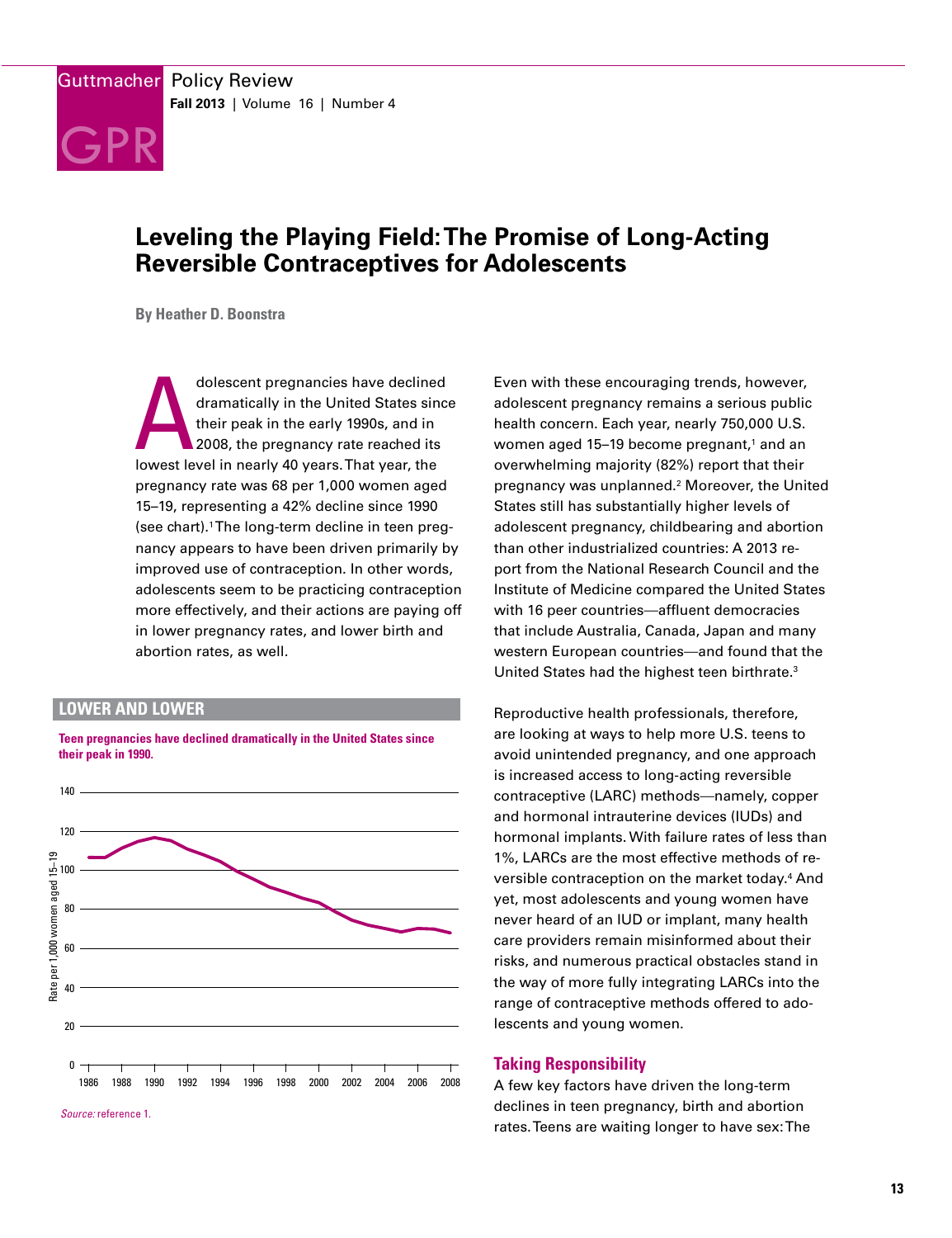Guttmacher Policy Review
**Fall 2013** | Volume 16 | Number 4

# Leveling the Playing Field: The Promise of Long-Acting Reversible Contraceptives for Adolescents

**By Heather D. Boonstra**

Adolescent pregnancies have declined dramatically in the United States since their peak in the early 1990s, and in 2008, the pregnancy rate reached its lowest level in nearly 40 years. That year, the pregnancy rate was 68 per 1,000 women aged 15–19, representing a 42% decline since 1990 (see chart).[1] The long-term decline in teen pregnancy appears to have been driven primarily by improved use of contraception. In other words, adolescents seem to be practicing contraception more effectively, and their actions are paying off in lower pregnancy rates, and lower birth and abortion rates, as well.

**LOWER AND LOWER**

**Teen pregnancies have declined dramatically in the United States since their peak in 1990.**

*Source:* reference 1.

Even with these encouraging trends, however, adolescent pregnancy remains a serious public health concern. Each year, nearly 750,000 U.S. women aged 15–19 become pregnant,[1] and an overwhelming majority (82%) report that their pregnancy was unplanned.[2] Moreover, the United States still has substantially higher levels of adolescent pregnancy, childbearing and abortion than other industrialized countries: A 2013 report from the National Research Council and the Institute of Medicine compared the United States with 16 peer countries—affluent democracies that include Australia, Canada, Japan and many western European countries—and found that the United States had the highest teen birthrate.[3]

Reproductive health professionals, therefore, are looking at ways to help more U.S. teens to avoid unintended pregnancy, and one approach is increased access to long-acting reversible contraceptive (LARC) methods—namely, copper and hormonal intrauterine devices (IUDs) and hormonal implants. With failure rates of less than 1%, LARCs are the most effective methods of reversible contraception on the market today.[4] And yet, most adolescents and young women have never heard of an IUD or implant, many health care providers remain misinformed about their risks, and numerous practical obstacles stand in the way of more fully integrating LARCs into the range of contraceptive methods offered to adolescents and young women.

## Taking Responsibility

A few key factors have driven the long-term declines in teen pregnancy, birth and abortion rates. Teens are waiting longer to have sex: The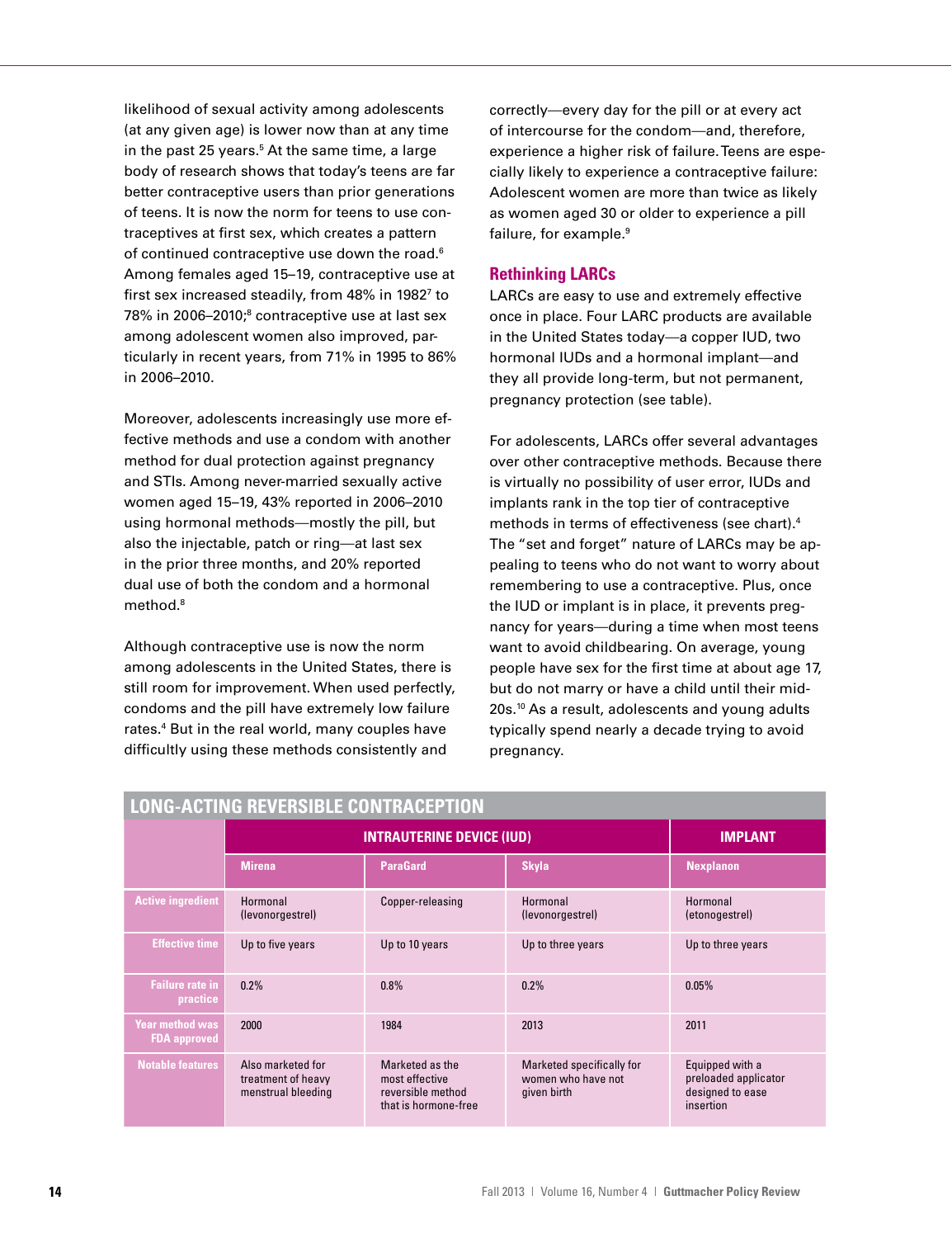likelihood of sexual activity among adolescents (at any given age) is lower now than at any time in the past 25 years.[5] At the same time, a large body of research shows that today's teens are far better contraceptive users than prior generations of teens. It is now the norm for teens to use contraceptives at first sex, which creates a pattern of continued contraceptive use down the road.[6] Among females aged 15–19, contraceptive use at first sex increased steadily, from 48% in 1982[7] to 78% in 2006–2010;[8] contraceptive use at last sex among adolescent women also improved, particularly in recent years, from 71% in 1995 to 86% in 2006–2010.

Moreover, adolescents increasingly use more effective methods and use a condom with another method for dual protection against pregnancy and STIs. Among never-married sexually active women aged 15–19, 43% reported in 2006–2010 using hormonal methods—mostly the pill, but also the injectable, patch or ring—at last sex in the prior three months, and 20% reported dual use of both the condom and a hormonal method.[8]

Although contraceptive use is now the norm among adolescents in the United States, there is still room for improvement. When used perfectly, condoms and the pill have extremely low failure rates.[4] But in the real world, many couples have difficultly using these methods consistently and correctly—every day for the pill or at every act of intercourse for the condom—and, therefore, experience a higher risk of failure. Teens are especially likely to experience a contraceptive failure: Adolescent women are more than twice as likely as women aged 30 or older to experience a pill failure, for example.[9]

## Rethinking LARCs

LARCs are easy to use and extremely effective once in place. Four LARC products are available in the United States today—a copper IUD, two hormonal IUDs and a hormonal implant—and they all provide long-term, but not permanent, pregnancy protection (see table).

For adolescents, LARCs offer several advantages over other contraceptive methods. Because there is virtually no possibility of user error, IUDs and implants rank in the top tier of contraceptive methods in terms of effectiveness (see chart).[4] The "set and forget" nature of LARCs may be appealing to teens who do not want to worry about remembering to use a contraceptive. Plus, once the IUD or implant is in place, it prevents pregnancy for years—during a time when most teens want to avoid childbearing. On average, young people have sex for the first time at about age 17, but do not marry or have a child until their mid-20s.[10] As a result, adolescents and young adults typically spend nearly a decade trying to avoid pregnancy.

### LONG-ACTING REVERSIBLE CONTRACEPTION

| | INTRAUTERINE DEVICE (IUD) | | | IMPLANT |
|---|---|---|---|---|
| | Mirena | ParaGard | Skyla | Nexplanon |
| Active ingredient | Hormonal (levonorgestrel) | Copper-releasing | Hormonal (levonorgestrel) | Hormonal (etonogestrel) |
| Effective time | Up to five years | Up to 10 years | Up to three years | Up to three years |
| Failure rate in practice | 0.2% | 0.8% | 0.2% | 0.05% |
| Year method was FDA approved | 2000 | 1984 | 2013 | 2011 |
| Notable features | Also marketed for treatment of heavy menstrual bleeding | Marketed as the most effective reversible method that is hormone-free | Marketed specifically for women who have not given birth | Equipped with a preloaded applicator designed to ease insertion |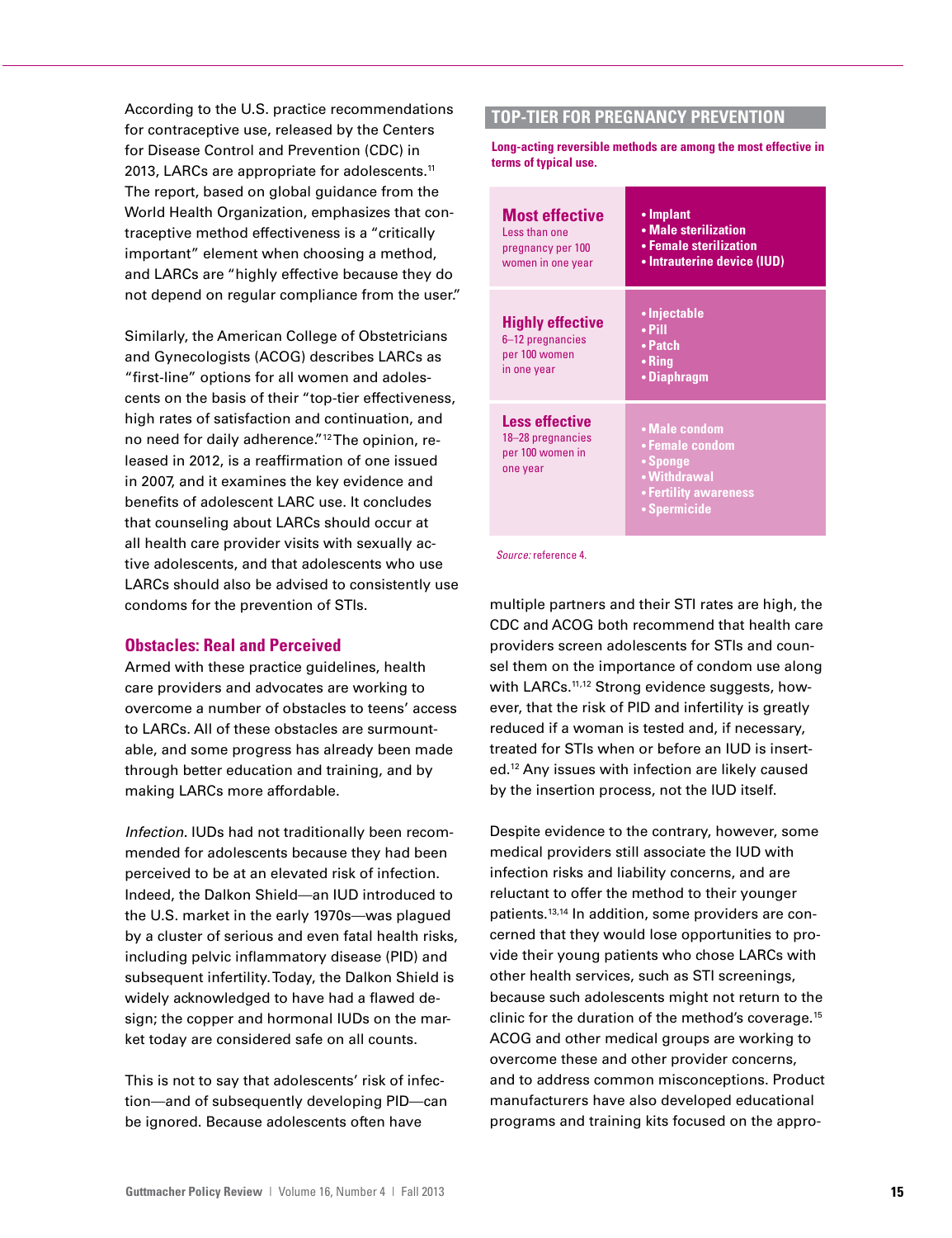According to the U.S. practice recommendations for contraceptive use, released by the Centers for Disease Control and Prevention (CDC) in 2013, LARCs are appropriate for adolescents.[11] The report, based on global guidance from the World Health Organization, emphasizes that contraceptive method effectiveness is a "critically important" element when choosing a method, and LARCs are "highly effective because they do not depend on regular compliance from the user."

Similarly, the American College of Obstetricians and Gynecologists (ACOG) describes LARCs as "first-line" options for all women and adolescents on the basis of their "top-tier effectiveness, high rates of satisfaction and continuation, and no need for daily adherence."[12] The opinion, released in 2012, is a reaffirmation of one issued in 2007, and it examines the key evidence and benefits of adolescent LARC use. It concludes that counseling about LARCs should occur at all health care provider visits with sexually active adolescents, and that adolescents who use LARCs should also be advised to consistently use condoms for the prevention of STIs.

## Obstacles: Real and Perceived

Armed with these practice guidelines, health care providers and advocates are working to overcome a number of obstacles to teens' access to LARCs. All of these obstacles are surmountable, and some progress has already been made through better education and training, and by making LARCs more affordable.

*Infection.* IUDs had not traditionally been recommended for adolescents because they had been perceived to be at an elevated risk of infection. Indeed, the Dalkon Shield—an IUD introduced to the U.S. market in the early 1970s—was plagued by a cluster of serious and even fatal health risks, including pelvic inflammatory disease (PID) and subsequent infertility. Today, the Dalkon Shield is widely acknowledged to have had a flawed design; the copper and hormonal IUDs on the market today are considered safe on all counts.

This is not to say that adolescents' risk of infection—and of subsequently developing PID—can be ignored. Because adolescents often have multiple partners and their STI rates are high, the CDC and ACOG both recommend that health care providers screen adolescents for STIs and counsel them on the importance of condom use along with LARCs.[11,12] Strong evidence suggests, however, that the risk of PID and infertility is greatly reduced if a woman is tested and, if necessary, treated for STIs when or before an IUD is inserted.[12] Any issues with infection are likely caused by the insertion process, not the IUD itself.

Despite evidence to the contrary, however, some medical providers still associate the IUD with infection risks and liability concerns, and are reluctant to offer the method to their younger patients.[13,14] In addition, some providers are concerned that they would lose opportunities to provide their young patients who chose LARCs with other health services, such as STI screenings, because such adolescents might not return to the clinic for the duration of the method's coverage.[15] ACOG and other medical groups are working to overcome these and other provider concerns, and to address common misconceptions. Product manufacturers have also developed educational programs and training kits focused on the appro-

### TOP-TIER FOR PREGNANCY PREVENTION

**Long-acting reversible methods are among the most effective in terms of typical use.**

| Effectiveness | Methods |
|---|---|
| **Most effective** Less than one pregnancy per 100 women in one year | • Implant<br>• Male sterilization<br>• Female sterilization<br>• Intrauterine device (IUD) |
| **Highly effective** 6–12 pregnancies per 100 women in one year | • Injectable<br>• Pill<br>• Patch<br>• Ring<br>• Diaphragm |
| **Less effective** 18–28 pregnancies per 100 women in one year | • Male condom<br>• Female condom<br>• Sponge<br>• Withdrawal<br>• Fertility awareness<br>• Spermicide |

*Source:* reference 4.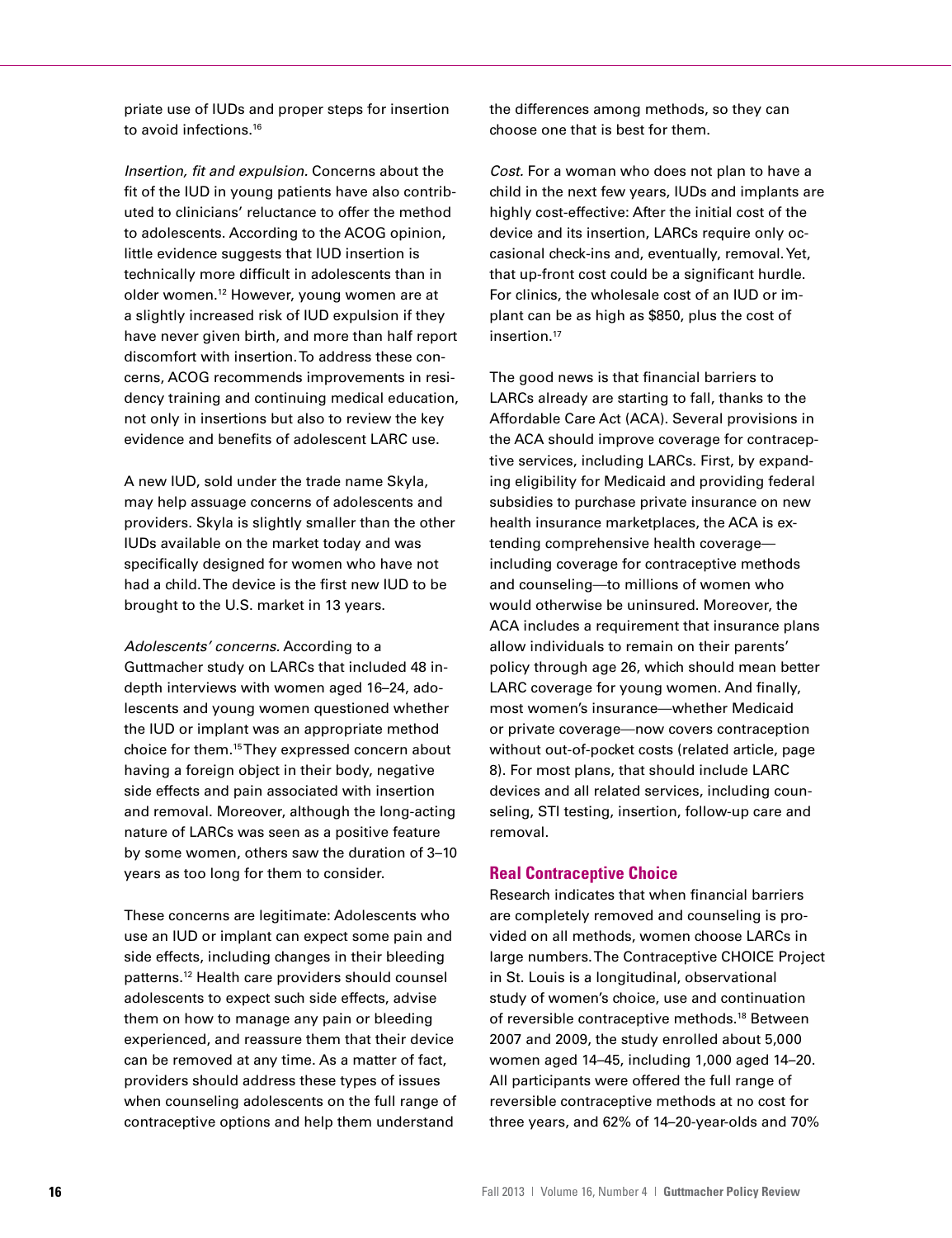priate use of IUDs and proper steps for insertion to avoid infections.[16]

*Insertion, fit and expulsion.* Concerns about the fit of the IUD in young patients have also contributed to clinicians' reluctance to offer the method to adolescents. According to the ACOG opinion, little evidence suggests that IUD insertion is technically more difficult in adolescents than in older women.[12] However, young women are at a slightly increased risk of IUD expulsion if they have never given birth, and more than half report discomfort with insertion. To address these concerns, ACOG recommends improvements in residency training and continuing medical education, not only in insertions but also to review the key evidence and benefits of adolescent LARC use.

A new IUD, sold under the trade name Skyla, may help assuage concerns of adolescents and providers. Skyla is slightly smaller than the other IUDs available on the market today and was specifically designed for women who have not had a child. The device is the first new IUD to be brought to the U.S. market in 13 years.

*Adolescents' concerns.* According to a Guttmacher study on LARCs that included 48 in-depth interviews with women aged 16–24, adolescents and young women questioned whether the IUD or implant was an appropriate method choice for them.[15] They expressed concern about having a foreign object in their body, negative side effects and pain associated with insertion and removal. Moreover, although the long-acting nature of LARCs was seen as a positive feature by some women, others saw the duration of 3–10 years as too long for them to consider.

These concerns are legitimate: Adolescents who use an IUD or implant can expect some pain and side effects, including changes in their bleeding patterns.[12] Health care providers should counsel adolescents to expect such side effects, advise them on how to manage any pain or bleeding experienced, and reassure them that their device can be removed at any time. As a matter of fact, providers should address these types of issues when counseling adolescents on the full range of contraceptive options and help them understand the differences among methods, so they can choose one that is best for them.

*Cost.* For a woman who does not plan to have a child in the next few years, IUDs and implants are highly cost-effective: After the initial cost of the device and its insertion, LARCs require only occasional check-ins and, eventually, removal. Yet, that up-front cost could be a significant hurdle. For clinics, the wholesale cost of an IUD or implant can be as high as $850, plus the cost of insertion.[17]

The good news is that financial barriers to LARCs already are starting to fall, thanks to the Affordable Care Act (ACA). Several provisions in the ACA should improve coverage for contraceptive services, including LARCs. First, by expanding eligibility for Medicaid and providing federal subsidies to purchase private insurance on new health insurance marketplaces, the ACA is extending comprehensive health coverage—including coverage for contraceptive methods and counseling—to millions of women who would otherwise be uninsured. Moreover, the ACA includes a requirement that insurance plans allow individuals to remain on their parents' policy through age 26, which should mean better LARC coverage for young women. And finally, most women's insurance—whether Medicaid or private coverage—now covers contraception without out-of-pocket costs (related article, page 8). For most plans, that should include LARC devices and all related services, including counseling, STI testing, insertion, follow-up care and removal.

## Real Contraceptive Choice

Research indicates that when financial barriers are completely removed and counseling is provided on all methods, women choose LARCs in large numbers. The Contraceptive CHOICE Project in St. Louis is a longitudinal, observational study of women's choice, use and continuation of reversible contraceptive methods.[18] Between 2007 and 2009, the study enrolled about 5,000 women aged 14–45, including 1,000 aged 14–20. All participants were offered the full range of reversible contraceptive methods at no cost for three years, and 62% of 14–20-year-olds and 70%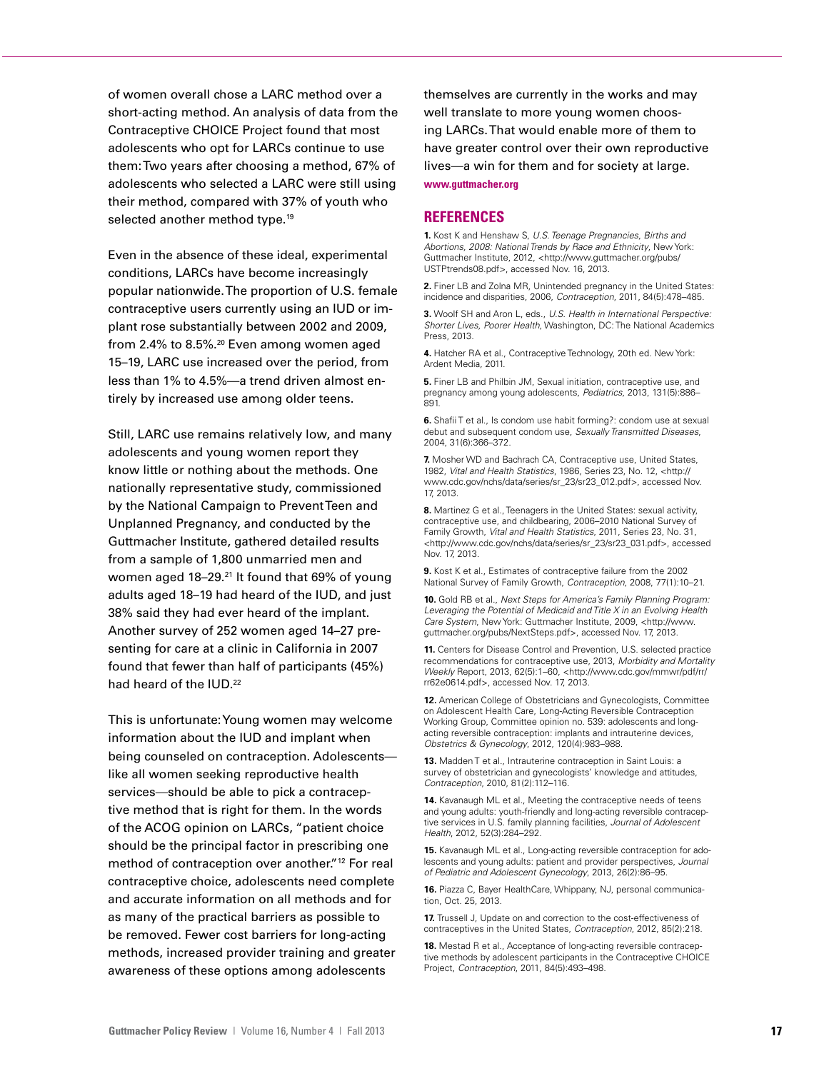of women overall chose a LARC method over a short-acting method. An analysis of data from the Contraceptive CHOICE Project found that most adolescents who opt for LARCs continue to use them: Two years after choosing a method, 67% of adolescents who selected a LARC were still using their method, compared with 37% of youth who selected another method type.[19]

Even in the absence of these ideal, experimental conditions, LARCs have become increasingly popular nationwide. The proportion of U.S. female contraceptive users currently using an IUD or implant rose substantially between 2002 and 2009, from 2.4% to 8.5%.[20] Even among women aged 15–19, LARC use increased over the period, from less than 1% to 4.5%—a trend driven almost entirely by increased use among older teens.

Still, LARC use remains relatively low, and many adolescents and young women report they know little or nothing about the methods. One nationally representative study, commissioned by the National Campaign to Prevent Teen and Unplanned Pregnancy, and conducted by the Guttmacher Institute, gathered detailed results from a sample of 1,800 unmarried men and women aged 18–29.[21] It found that 69% of young adults aged 18–19 had heard of the IUD, and just 38% said they had ever heard of the implant. Another survey of 252 women aged 14–27 presenting for care at a clinic in California in 2007 found that fewer than half of participants (45%) had heard of the IUD.[22]

This is unfortunate: Young women may welcome information about the IUD and implant when being counseled on contraception. Adolescents—like all women seeking reproductive health services—should be able to pick a contraceptive method that is right for them. In the words of the ACOG opinion on LARCs, "patient choice should be the principal factor in prescribing one method of contraception over another."[12] For real contraceptive choice, adolescents need complete and accurate information on all methods and for as many of the practical barriers as possible to be removed. Fewer cost barriers for long-acting methods, increased provider training and greater awareness of these options among adolescents themselves are currently in the works and may well translate to more young women choosing LARCs. That would enable more of them to have greater control over their own reproductive lives—a win for them and for society at large.

**www.guttmacher.org**

## REFERENCES

**1.** Kost K and Henshaw S, *U.S. Teenage Pregnancies, Births and Abortions, 2008: National Trends by Race and Ethnicity*, New York: Guttmacher Institute, 2012, <http://www.guttmacher.org/pubs/USTPtrends08.pdf>, accessed Nov. 16, 2013.

**2.** Finer LB and Zolna MR, Unintended pregnancy in the United States: incidence and disparities, 2006, *Contraception*, 2011, 84(5):478–485.

**3.** Woolf SH and Aron L, eds., *U.S. Health in International Perspective: Shorter Lives, Poorer Health*, Washington, DC: The National Academics Press, 2013.

**4.** Hatcher RA et al., Contraceptive Technology, 20th ed. New York: Ardent Media, 2011.

**5.** Finer LB and Philbin JM, Sexual initiation, contraceptive use, and pregnancy among young adolescents, *Pediatrics*, 2013, 131(5):886–891.

**6.** Shafii T et al., Is condom use habit forming?: condom use at sexual debut and subsequent condom use, *Sexually Transmitted Diseases*, 2004, 31(6):366–372.

**7.** Mosher WD and Bachrach CA, Contraceptive use, United States, 1982, *Vital and Health Statistics*, 1986, Series 23, No. 12, <http://www.cdc.gov/nchs/data/series/sr_23/sr23_012.pdf>, accessed Nov. 17, 2013.

**8.** Martinez G et al., Teenagers in the United States: sexual activity, contraceptive use, and childbearing, 2006–2010 National Survey of Family Growth, *Vital and Health Statistics*, 2011, Series 23, No. 31, <http://www.cdc.gov/nchs/data/series/sr_23/sr23_031.pdf>, accessed Nov. 17, 2013.

**9.** Kost K et al., Estimates of contraceptive failure from the 2002 National Survey of Family Growth, *Contraception*, 2008, 77(1):10–21.

**10.** Gold RB et al., *Next Steps for America's Family Planning Program: Leveraging the Potential of Medicaid and Title X in an Evolving Health Care System*, New York: Guttmacher Institute, 2009, <http://www.guttmacher.org/pubs/NextSteps.pdf>, accessed Nov. 17, 2013.

**11.** Centers for Disease Control and Prevention, U.S. selected practice recommendations for contraceptive use, 2013, *Morbidity and Mortality Weekly* Report, 2013, 62(5):1–60, <http://www.cdc.gov/mmwr/pdf/rr/rr62e0614.pdf>, accessed Nov. 17, 2013.

**12.** American College of Obstetricians and Gynecologists, Committee on Adolescent Health Care, Long-Acting Reversible Contraception Working Group, Committee opinion no. 539: adolescents and long-acting reversible contraception: implants and intrauterine devices, *Obstetrics & Gynecology*, 2012, 120(4):983–988.

**13.** Madden T et al., Intrauterine contraception in Saint Louis: a survey of obstetrician and gynecologists' knowledge and attitudes, *Contraception*, 2010, 81(2):112–116.

**14.** Kavanaugh ML et al., Meeting the contraceptive needs of teens and young adults: youth-friendly and long-acting reversible contraceptive services in U.S. family planning facilities, *Journal of Adolescent Health*, 2012, 52(3):284–292.

**15.** Kavanaugh ML et al., Long-acting reversible contraception for adolescents and young adults: patient and provider perspectives, *Journal of Pediatric and Adolescent Gynecology*, 2013, 26(2):86–95.

**16.** Piazza C, Bayer HealthCare, Whippany, NJ, personal communication, Oct. 25, 2013.

**17.** Trussell J, Update on and correction to the cost-effectiveness of contraceptives in the United States, *Contraception*, 2012, 85(2):218.

**18.** Mestad R et al., Acceptance of long-acting reversible contraceptive methods by adolescent participants in the Contraceptive CHOICE Project, *Contraception*, 2011, 84(5):493–498.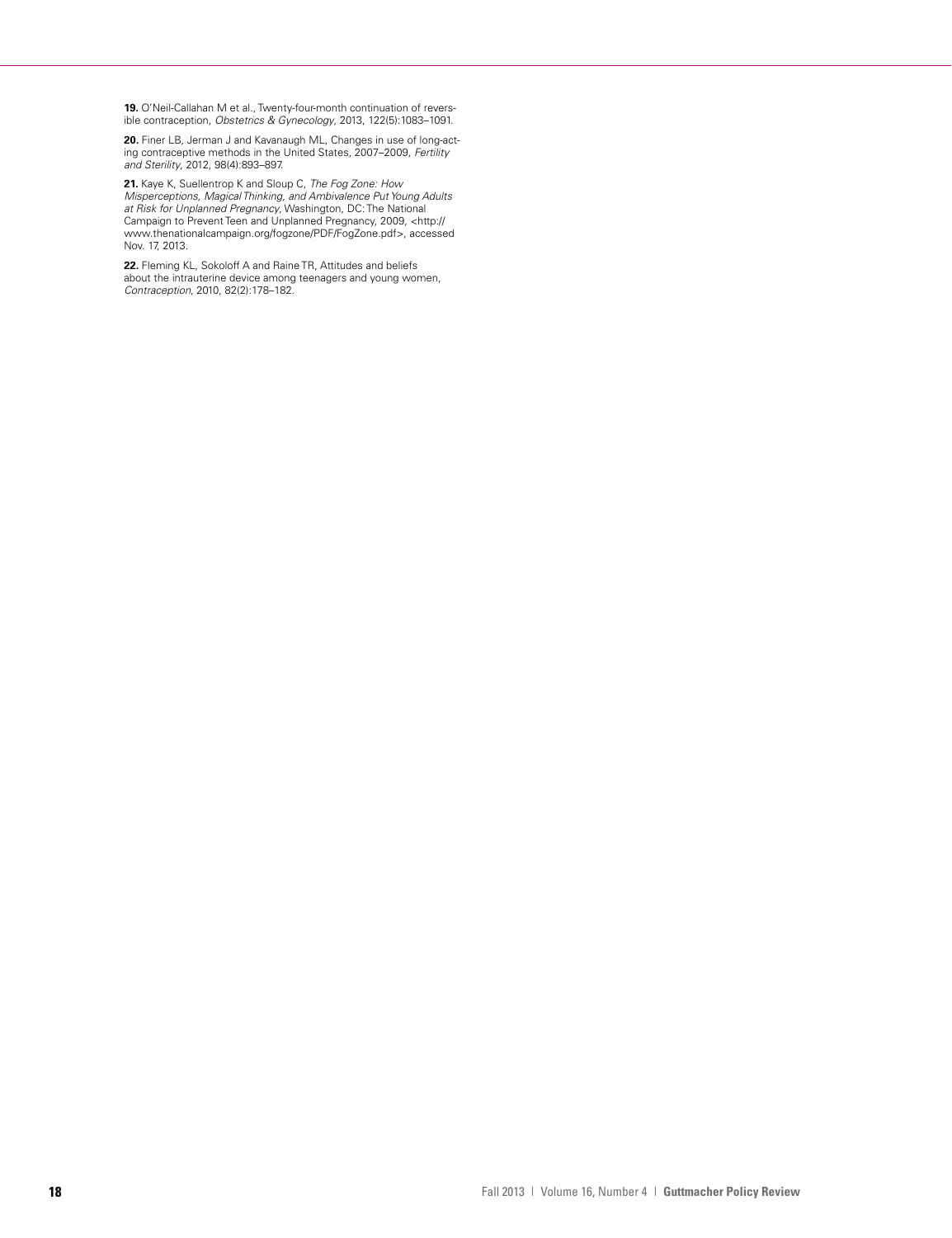**19.** O'Neil-Callahan M et al., Twenty-four-month continuation of reversible contraception, *Obstetrics & Gynecology*, 2013, 122(5):1083–1091.

**20.** Finer LB, Jerman J and Kavanaugh ML, Changes in use of long-acting contraceptive methods in the United States, 2007–2009, *Fertility and Sterility*, 2012, 98(4):893–897.

**21.** Kaye K, Suellentrop K and Sloup C, *The Fog Zone: How Misperceptions, Magical Thinking, and Ambivalence Put Young Adults at Risk for Unplanned Pregnancy*, Washington, DC: The National Campaign to Prevent Teen and Unplanned Pregnancy, 2009, <http://www.thenationalcampaign.org/fogzone/PDF/FogZone.pdf>, accessed Nov. 17, 2013.

**22.** Fleming KL, Sokoloff A and Raine TR, Attitudes and beliefs about the intrauterine device among teenagers and young women, *Contraception*, 2010, 82(2):178–182.